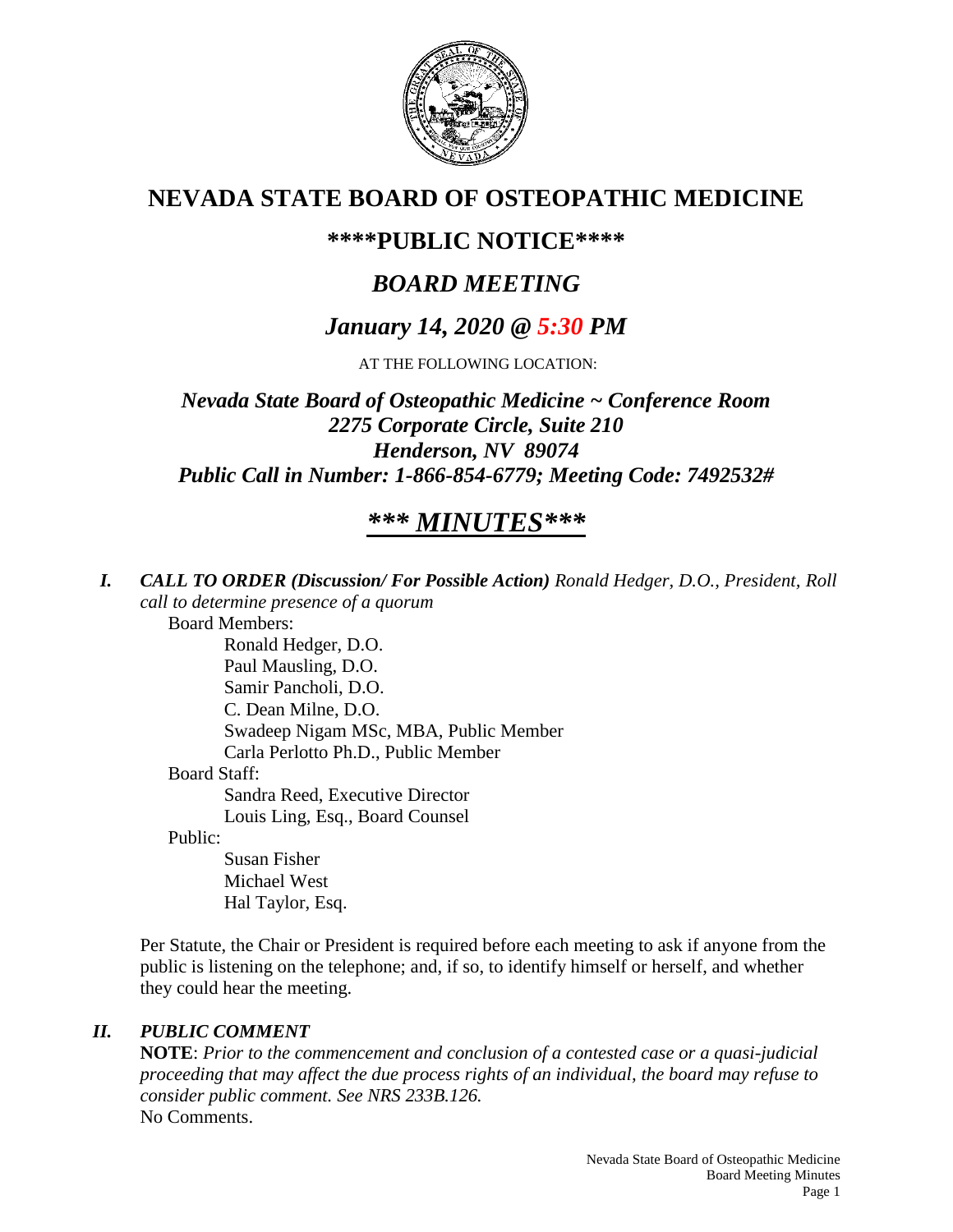# NEVADA STATE BOARD OF OSTEOPATHIC MEDICINE

## \*\*\*\*PUBLIC NOTICE\*\*\*\*

## *BOARD MEETING*

## *January 14, 2020 @ 5:30 PM*

AT THE FOLLOWING LOCATION:

***Nevada State Board of Osteopathic Medicine ~ Conference Room***
***2275 Corporate Circle, Suite 210***
***Henderson, NV 89074***
***Public Call in Number: 1-866-854-6779; Meeting Code: 7492532#***

## ***\*\*\* MINUTES\*\*\****

***I. CALL TO ORDER (Discussion/ For Possible Action)*** *Ronald Hedger, D.O., President, Roll call to determine presence of a quorum*

Board Members:

- Ronald Hedger, D.O.
- Paul Mausling, D.O.
- Samir Pancholi, D.O.
- C. Dean Milne, D.O.
- Swadeep Nigam MSc, MBA, Public Member
- Carla Perlotto Ph.D., Public Member

Board Staff:

- Sandra Reed, Executive Director
- Louis Ling, Esq., Board Counsel

Public:

- Susan Fisher
- Michael West
- Hal Taylor, Esq.

Per Statute, the Chair or President is required before each meeting to ask if anyone from the public is listening on the telephone; and, if so, to identify himself or herself, and whether they could hear the meeting.

***II. PUBLIC COMMENT***

**NOTE**: *Prior to the commencement and conclusion of a contested case or a quasi-judicial proceeding that may affect the due process rights of an individual, the board may refuse to consider public comment. See NRS 233B.126.*

No Comments.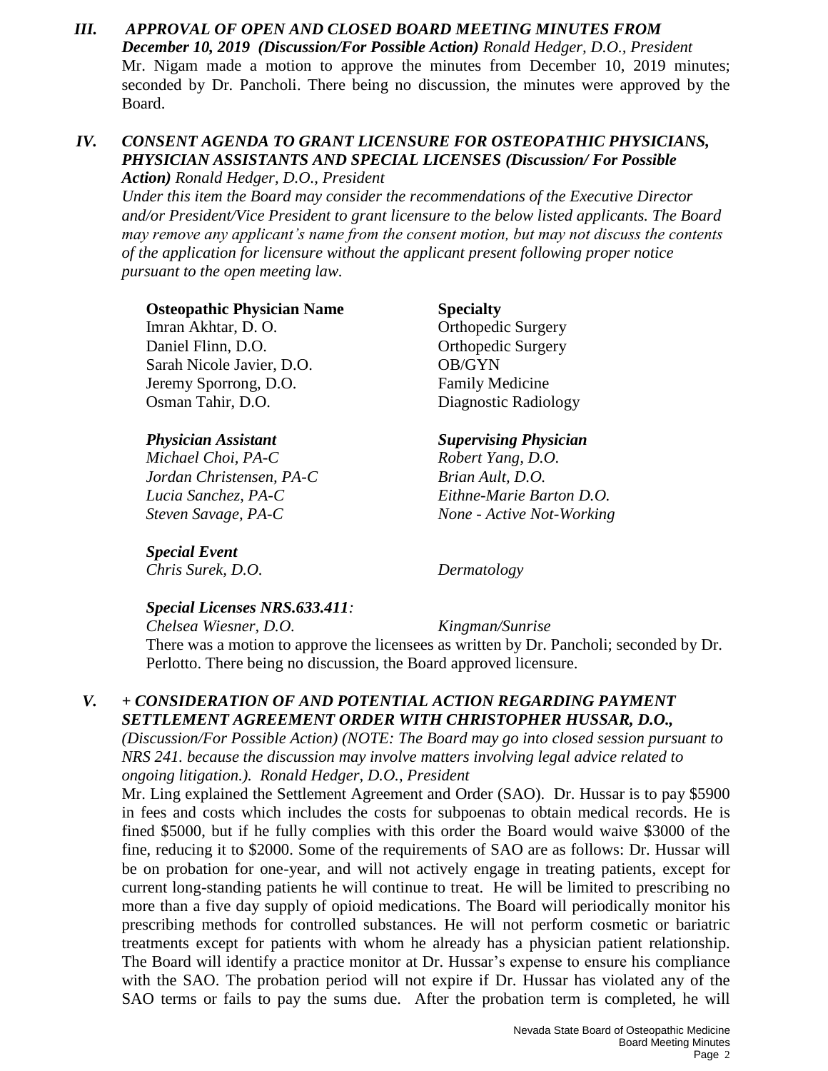### *III. APPROVAL OF OPEN AND CLOSED BOARD MEETING MINUTES FROM December 10, 2019 (Discussion/For Possible Action) Ronald Hedger, D.O., President*

Mr. Nigam made a motion to approve the minutes from December 10, 2019 minutes; seconded by Dr. Pancholi. There being no discussion, the minutes were approved by the Board.

### *IV. CONSENT AGENDA TO GRANT LICENSURE FOR OSTEOPATHIC PHYSICIANS, PHYSICIAN ASSISTANTS AND SPECIAL LICENSES (Discussion/ For Possible Action) Ronald Hedger, D.O., President*

*Under this item the Board may consider the recommendations of the Executive Director and/or President/Vice President to grant licensure to the below listed applicants. The Board may remove any applicant's name from the consent motion, but may not discuss the contents of the application for licensure without the applicant present following proper notice pursuant to the open meeting law.*

| **Osteopathic Physician Name** | **Specialty** |
| --- | --- |
| Imran Akhtar, D. O. | Orthopedic Surgery |
| Daniel Flinn, D.O. | Orthopedic Surgery |
| Sarah Nicole Javier, D.O. | OB/GYN |
| Jeremy Sporrong, D.O. | Family Medicine |
| Osman Tahir, D.O. | Diagnostic Radiology |

| ***Physician Assistant*** | ***Supervising Physician*** |
| --- | --- |
| *Michael Choi, PA-C* | *Robert Yang, D.O.* |
| *Jordan Christensen, PA-C* | *Brian Ault, D.O.* |
| *Lucia Sanchez, PA-C* | *Eithne-Marie Barton D.O.* |
| *Steven Savage, PA-C* | *None - Active Not-Working* |

***Special Event***

*Chris Surek, D.O.* *Dermatology*

***Special Licenses NRS.633.411:***

*Chelsea Wiesner, D.O.* *Kingman/Sunrise*

There was a motion to approve the licensees as written by Dr. Pancholi; seconded by Dr. Perlotto. There being no discussion, the Board approved licensure.

### *V. + CONSIDERATION OF AND POTENTIAL ACTION REGARDING PAYMENT SETTLEMENT AGREEMENT ORDER WITH CHRISTOPHER HUSSAR, D.O., (Discussion/For Possible Action) (NOTE: The Board may go into closed session pursuant to NRS 241. because the discussion may involve matters involving legal advice related to ongoing litigation.). Ronald Hedger, D.O., President*

Mr. Ling explained the Settlement Agreement and Order (SAO). Dr. Hussar is to pay $5900 in fees and costs which includes the costs for subpoenas to obtain medical records. He is fined $5000, but if he fully complies with this order the Board would waive $3000 of the fine, reducing it to $2000. Some of the requirements of SAO are as follows: Dr. Hussar will be on probation for one-year, and will not actively engage in treating patients, except for current long-standing patients he will continue to treat. He will be limited to prescribing no more than a five day supply of opioid medications. The Board will periodically monitor his prescribing methods for controlled substances. He will not perform cosmetic or bariatric treatments except for patients with whom he already has a physician patient relationship. The Board will identify a practice monitor at Dr. Hussar's expense to ensure his compliance with the SAO. The probation period will not expire if Dr. Hussar has violated any of the SAO terms or fails to pay the sums due. After the probation term is completed, he will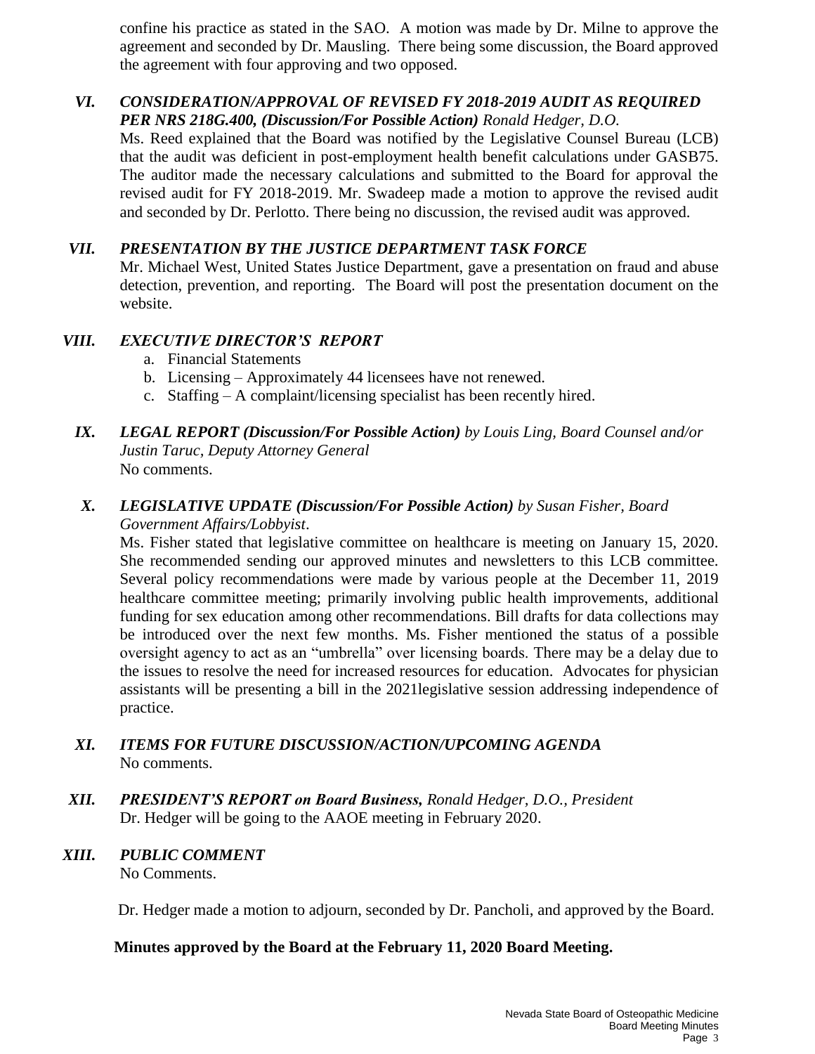confine his practice as stated in the SAO. A motion was made by Dr. Milne to approve the agreement and seconded by Dr. Mausling. There being some discussion, the Board approved the agreement with four approving and two opposed.

### *VI. CONSIDERATION/APPROVAL OF REVISED FY 2018-2019 AUDIT AS REQUIRED PER NRS 218G.400, (Discussion/For Possible Action)* *Ronald Hedger, D.O.*

Ms. Reed explained that the Board was notified by the Legislative Counsel Bureau (LCB) that the audit was deficient in post-employment health benefit calculations under GASB75. The auditor made the necessary calculations and submitted to the Board for approval the revised audit for FY 2018-2019. Mr. Swadeep made a motion to approve the revised audit and seconded by Dr. Perlotto. There being no discussion, the revised audit was approved.

### *VII. PRESENTATION BY THE JUSTICE DEPARTMENT TASK FORCE*

Mr. Michael West, United States Justice Department, gave a presentation on fraud and abuse detection, prevention, and reporting. The Board will post the presentation document on the website.

### *VIII. EXECUTIVE DIRECTOR'S REPORT*

a. Financial Statements
b. Licensing – Approximately 44 licensees have not renewed.
c. Staffing – A complaint/licensing specialist has been recently hired.

### *IX. LEGAL REPORT (Discussion/For Possible Action)* *by Louis Ling, Board Counsel and/or Justin Taruc, Deputy Attorney General*

No comments.

### *X. LEGISLATIVE UPDATE (Discussion/For Possible Action)* *by Susan Fisher, Board Government Affairs/Lobbyist*.

Ms. Fisher stated that legislative committee on healthcare is meeting on January 15, 2020. She recommended sending our approved minutes and newsletters to this LCB committee. Several policy recommendations were made by various people at the December 11, 2019 healthcare committee meeting; primarily involving public health improvements, additional funding for sex education among other recommendations. Bill drafts for data collections may be introduced over the next few months. Ms. Fisher mentioned the status of a possible oversight agency to act as an "umbrella" over licensing boards. There may be a delay due to the issues to resolve the need for increased resources for education. Advocates for physician assistants will be presenting a bill in the 2021legislative session addressing independence of practice.

### *XI. ITEMS FOR FUTURE DISCUSSION/ACTION/UPCOMING AGENDA*

No comments.

### *XII. PRESIDENT'S REPORT on Board Business,* *Ronald Hedger, D.O., President*

Dr. Hedger will be going to the AAOE meeting in February 2020.

### *XIII. PUBLIC COMMENT*

No Comments.

Dr. Hedger made a motion to adjourn, seconded by Dr. Pancholi, and approved by the Board.

**Minutes approved by the Board at the February 11, 2020 Board Meeting.**